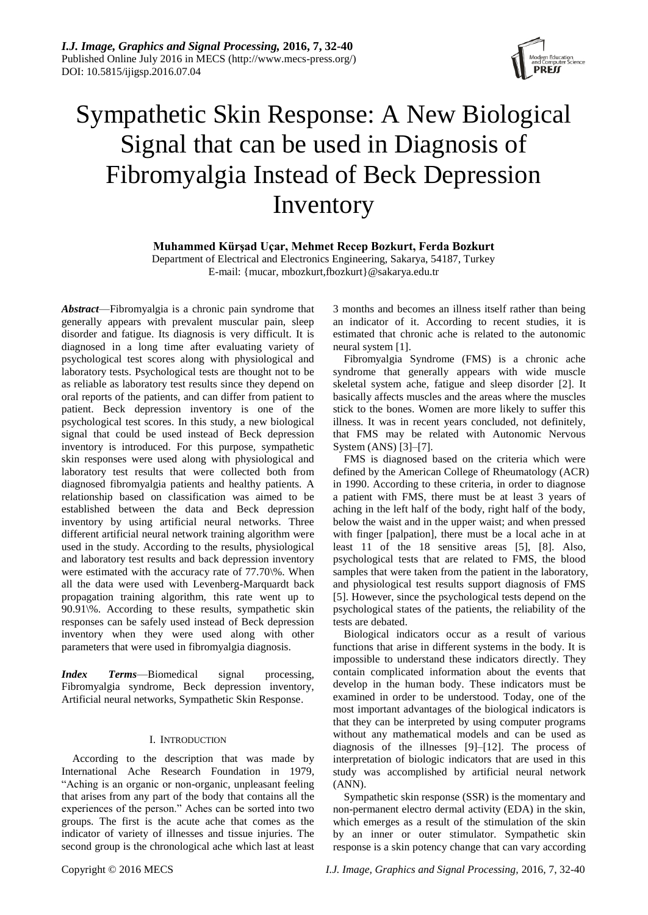# Sympathetic Skin Response: A New Biological Signal that can be used in Diagnosis of Fibromyalgia Instead of Beck Depression Inventory

**Muhammed Kürşad Uçar, Mehmet Recep Bozkurt, Ferda Bozkurt**

Department of Electrical and Electronics Engineering, Sakarya, 54187, Turkey
E-mail: {mucar, mbozkurt,fbozkurt}@sakarya.edu.tr

***Abstract*****—**Fibromyalgia is a chronic pain syndrome that generally appears with prevalent muscular pain, sleep disorder and fatigue. Its diagnosis is very difficult. It is diagnosed in a long time after evaluating variety of psychological test scores along with physiological and laboratory tests. Psychological tests are thought not to be as reliable as laboratory test results since they depend on oral reports of the patients, and can differ from patient to patient. Beck depression inventory is one of the psychological test scores. In this study, a new biological signal that could be used instead of Beck depression inventory is introduced. For this purpose, sympathetic skin responses were used along with physiological and laboratory test results that were collected both from diagnosed fibromyalgia patients and healthy patients. A relationship based on classification was aimed to be established between the data and Beck depression inventory by using artificial neural networks. Three different artificial neural network training algorithm were used in the study. According to the results, physiological and laboratory test results and back depression inventory were estimated with the accuracy rate of 77.70\%. When all the data were used with Levenberg-Marquardt back propagation training algorithm, this rate went up to 90.91\%. According to these results, sympathetic skin responses can be safely used instead of Beck depression inventory when they were used along with other parameters that were used in fibromyalgia diagnosis.

***Index Terms*****—**Biomedical signal processing, Fibromyalgia syndrome, Beck depression inventory, Artificial neural networks, Sympathetic Skin Response.

## I. INTRODUCTION

According to the description that was made by International Ache Research Foundation in 1979, "Aching is an organic or non-organic, unpleasant feeling that arises from any part of the body that contains all the experiences of the person." Aches can be sorted into two groups. The first is the acute ache that comes as the indicator of variety of illnesses and tissue injuries. The second group is the chronological ache which last at least 3 months and becomes an illness itself rather than being an indicator of it. According to recent studies, it is estimated that chronic ache is related to the autonomic neural system [1].

Fibromyalgia Syndrome (FMS) is a chronic ache syndrome that generally appears with wide muscle skeletal system ache, fatigue and sleep disorder [2]. It basically affects muscles and the areas where the muscles stick to the bones. Women are more likely to suffer this illness. It was in recent years concluded, not definitely, that FMS may be related with Autonomic Nervous System (ANS) [3]–[7].

FMS is diagnosed based on the criteria which were defined by the American College of Rheumatology (ACR) in 1990. According to these criteria, in order to diagnose a patient with FMS, there must be at least 3 years of aching in the left half of the body, right half of the body, below the waist and in the upper waist; and when pressed with finger [palpation], there must be a local ache in at least 11 of the 18 sensitive areas [5], [8]. Also, psychological tests that are related to FMS, the blood samples that were taken from the patient in the laboratory, and physiological test results support diagnosis of FMS [5]. However, since the psychological tests depend on the psychological states of the patients, the reliability of the tests are debated.

Biological indicators occur as a result of various functions that arise in different systems in the body. It is impossible to understand these indicators directly. They contain complicated information about the events that develop in the human body. These indicators must be examined in order to be understood. Today, one of the most important advantages of the biological indicators is that they can be interpreted by using computer programs without any mathematical models and can be used as diagnosis of the illnesses [9]–[12]. The process of interpretation of biologic indicators that are used in this study was accomplished by artificial neural network (ANN).

Sympathetic skin response (SSR) is the momentary and non-permanent electro dermal activity (EDA) in the skin, which emerges as a result of the stimulation of the skin by an inner or outer stimulator. Sympathetic skin response is a skin potency change that can vary according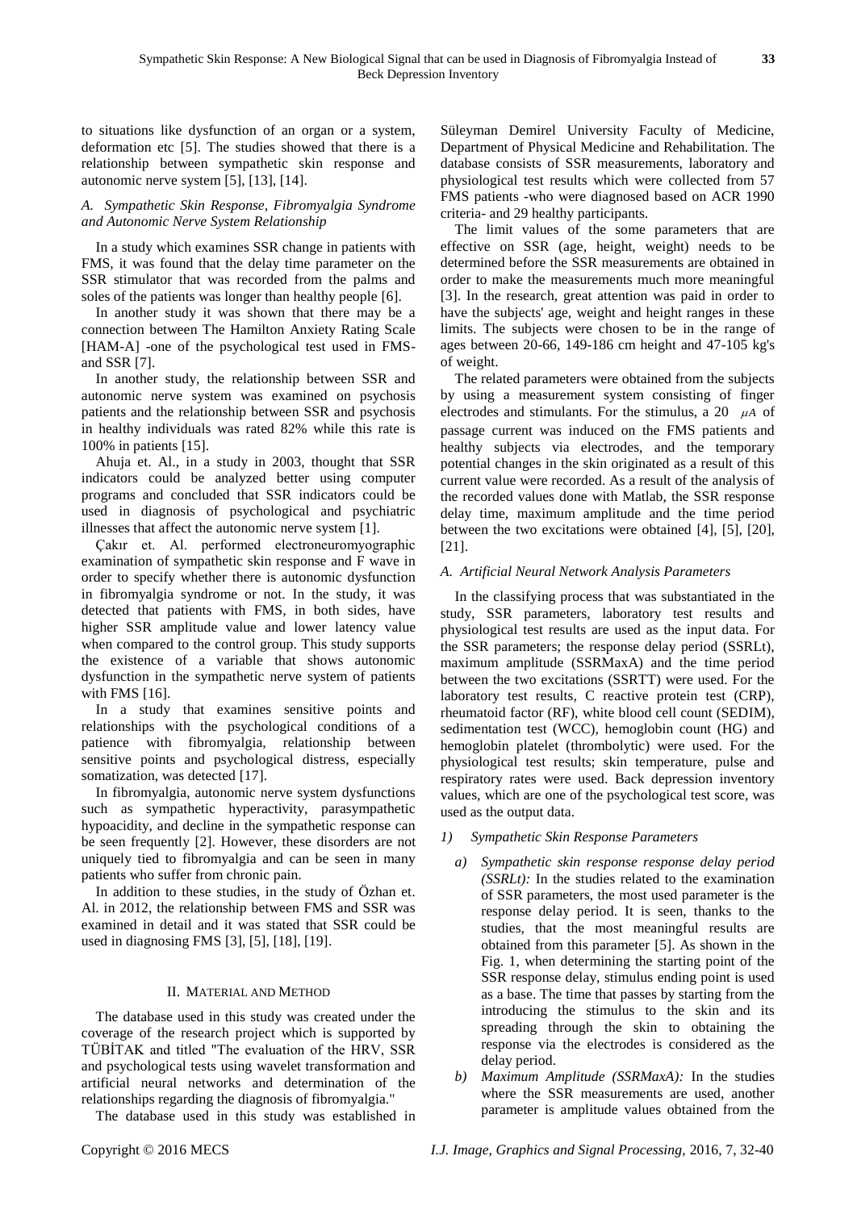to situations like dysfunction of an organ or a system, deformation etc [5]. The studies showed that there is a relationship between sympathetic skin response and autonomic nerve system [5], [13], [14].

### *A. Sympathetic Skin Response, Fibromyalgia Syndrome and Autonomic Nerve System Relationship*

In a study which examines SSR change in patients with FMS, it was found that the delay time parameter on the SSR stimulator that was recorded from the palms and soles of the patients was longer than healthy people [6].

In another study it was shown that there may be a connection between The Hamilton Anxiety Rating Scale [HAM-A] -one of the psychological test used in FMS- and SSR [7].

In another study, the relationship between SSR and autonomic nerve system was examined on psychosis patients and the relationship between SSR and psychosis in healthy individuals was rated 82% while this rate is 100% in patients [15].

Ahuja et. Al., in a study in 2003, thought that SSR indicators could be analyzed better using computer programs and concluded that SSR indicators could be used in diagnosis of psychological and psychiatric illnesses that affect the autonomic nerve system [1].

Çakır et. Al. performed electroneuromyographic examination of sympathetic skin response and F wave in order to specify whether there is autonomic dysfunction in fibromyalgia syndrome or not. In the study, it was detected that patients with FMS, in both sides, have higher SSR amplitude value and lower latency value when compared to the control group. This study supports the existence of a variable that shows autonomic dysfunction in the sympathetic nerve system of patients with FMS [16].

In a study that examines sensitive points and relationships with the psychological conditions of a patience with fibromyalgia, relationship between sensitive points and psychological distress, especially somatization, was detected [17].

In fibromyalgia, autonomic nerve system dysfunctions such as sympathetic hyperactivity, parasympathetic hypoacidity, and decline in the sympathetic response can be seen frequently [2]. However, these disorders are not uniquely tied to fibromyalgia and can be seen in many patients who suffer from chronic pain.

In addition to these studies, in the study of Özhan et. Al. in 2012, the relationship between FMS and SSR was examined in detail and it was stated that SSR could be used in diagnosing FMS [3], [5], [18], [19].

## II. Material and Method

The database used in this study was created under the coverage of the research project which is supported by TÜBİTAK and titled "The evaluation of the HRV, SSR and psychological tests using wavelet transformation and artificial neural networks and determination of the relationships regarding the diagnosis of fibromyalgia."

The database used in this study was established in Süleyman Demirel University Faculty of Medicine, Department of Physical Medicine and Rehabilitation. The database consists of SSR measurements, laboratory and physiological test results which were collected from 57 FMS patients -who were diagnosed based on ACR 1990 criteria- and 29 healthy participants.

The limit values of the some parameters that are effective on SSR (age, height, weight) needs to be determined before the SSR measurements are obtained in order to make the measurements much more meaningful [3]. In the research, great attention was paid in order to have the subjects' age, weight and height ranges in these limits. The subjects were chosen to be in the range of ages between 20-66, 149-186 cm height and 47-105 kg's of weight.

The related parameters were obtained from the subjects by using a measurement system consisting of finger electrodes and stimulants. For the stimulus, a 20 $\mu A$ of passage current was induced on the FMS patients and healthy subjects via electrodes, and the temporary potential changes in the skin originated as a result of this current value were recorded. As a result of the analysis of the recorded values done with Matlab, the SSR response delay time, maximum amplitude and the time period between the two excitations were obtained [4], [5], [20], [21].

### *A. Artificial Neural Network Analysis Parameters*

In the classifying process that was substantiated in the study, SSR parameters, laboratory test results and physiological test results are used as the input data. For the SSR parameters; the response delay period (SSRLt), maximum amplitude (SSRMaxA) and the time period between the two excitations (SSRTT) were used. For the laboratory test results, C reactive protein test (CRP), rheumatoid factor (RF), white blood cell count (SEDIM), sedimentation test (WCC), hemoglobin count (HG) and hemoglobin platelet (thrombolytic) were used. For the physiological test results; skin temperature, pulse and respiratory rates were used. Back depression inventory values, which are one of the psychological test score, was used as the output data.

#### *1) Sympathetic Skin Response Parameters*

*a) Sympathetic skin response response delay period (SSRLt):* In the studies related to the examination of SSR parameters, the most used parameter is the response delay period. It is seen, thanks to the studies, that the most meaningful results are obtained from this parameter [5]. As shown in the Fig. 1, when determining the starting point of the SSR response delay, stimulus ending point is used as a base. The time that passes by starting from the introducing the stimulus to the skin and its spreading through the skin to obtaining the response via the electrodes is considered as the delay period.

*b) Maximum Amplitude (SSRMaxA):* In the studies where the SSR measurements are used, another parameter is amplitude values obtained from the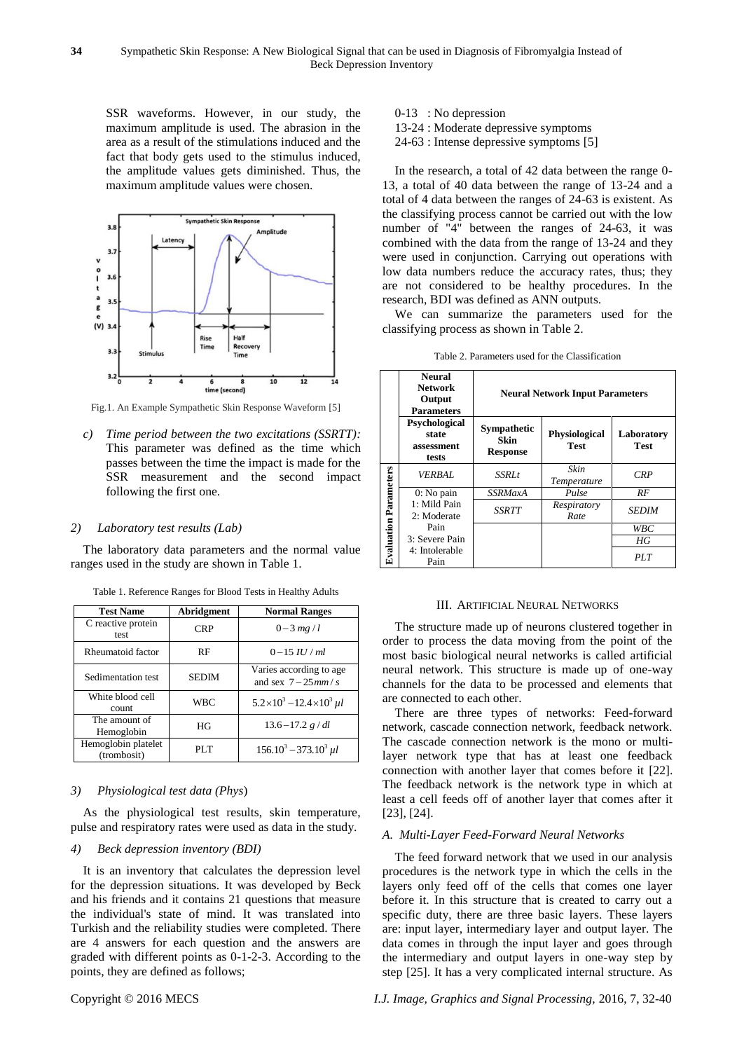SSR waveforms. However, in our study, the maximum amplitude is used. The abrasion in the area as a result of the stimulations induced and the fact that body gets used to the stimulus induced, the amplitude values gets diminished. Thus, the maximum amplitude values were chosen.

Fig.1. An Example Sympathetic Skin Response Waveform [5]

c) *Time period between the two excitations (SSRTT):* This parameter was defined as the time which passes between the time the impact is made for the SSR measurement and the second impact following the first one.

### 2) *Laboratory test results (Lab)*

The laboratory data parameters and the normal value ranges used in the study are shown in Table 1.

Table 1. Reference Ranges for Blood Tests in Healthy Adults

| Test Name | Abridgment | Normal Ranges |
|---|---|---|
| C reactive protein test | CRP | $0-3\ mg/l$ |
| Rheumatoid factor | RF | $0-15\ IU/ml$ |
| Sedimentation test | SEDIM | Varies according to age and sex $7-25mm/s$ |
| White blood cell count | WBC | $5.2\times10^3-12.4\times10^3\ \mu l$ |
| The amount of Hemoglobin | HG | $13.6-17.2\ g/dl$ |
| Hemoglobin platelet (trombosit) | PLT | $156.10^3-373.10^3\ \mu l$ |

### 3) *Physiological test data (Phys)*

As the physiological test results, skin temperature, pulse and respiratory rates were used as data in the study.

### 4) *Beck depression inventory (BDI)*

It is an inventory that calculates the depression level for the depression situations. It was developed by Beck and his friends and it contains 21 questions that measure the individual's state of mind. It was translated into Turkish and the reliability studies were completed. There are 4 answers for each question and the answers are graded with different points as 0-1-2-3. According to the points, they are defined as follows;

0-13 : No depression
13-24 : Moderate depressive symptoms
24-63 : Intense depressive symptoms [5]

In the research, a total of 42 data between the range 0-13, a total of 40 data between the range of 13-24 and a total of 4 data between the ranges of 24-63 is existent. As the classifying process cannot be carried out with the low number of "4" between the ranges of 24-63, it was combined with the data from the range of 13-24 and they were used in conjunction. Carrying out operations with low data numbers reduce the accuracy rates, thus; they are not considered to be healthy procedures. In the research, BDI was defined as ANN outputs.

We can summarize the parameters used for the classifying process as shown in Table 2.

Table 2. Parameters used for the Classification

| | Neural Network Output Parameters | Neural Network Input Parameters | | |
|---|---|---|---|---|
| | Psychological state assessment tests | Sympathetic Skin Response | Physiological Test | Laboratory Test |
| Evaluation Parameters | *VERBAL* | *SSRLt* | *Skin Temperature* | *CRP* |
| | 0: No pain<br>1: Mild Pain<br>2: Moderate Pain<br>3: Severe Pain<br>4: Intolerable Pain | *SSRMaxA* | *Pulse* | *RF* |
| | | *SSRTT* | *Respiratory Rate* | *SEDIM* |
| | | | | *WBC* |
| | | | | *HG* |
| | | | | *PLT* |

## III. Artificial Neural Networks

The structure made up of neurons clustered together in order to process the data moving from the point of the most basic biological neural networks is called artificial neural network. This structure is made up of one-way channels for the data to be processed and elements that are connected to each other.

There are three types of networks: Feed-forward network, cascade connection network, feedback network. The cascade connection network is the mono or multi-layer network type that has at least one feedback connection with another layer that comes before it [22]. The feedback network is the network type in which at least a cell feeds off of another layer that comes after it [23], [24].

### A. *Multi-Layer Feed-Forward Neural Networks*

The feed forward network that we used in our analysis procedures is the network type in which the cells in the layers only feed off of the cells that comes one layer before it. In this structure that is created to carry out a specific duty, there are three basic layers. These layers are: input layer, intermediary layer and output layer. The data comes in through the input layer and goes through the intermediary and output layers in one-way step by step [25]. It has a very complicated internal structure. As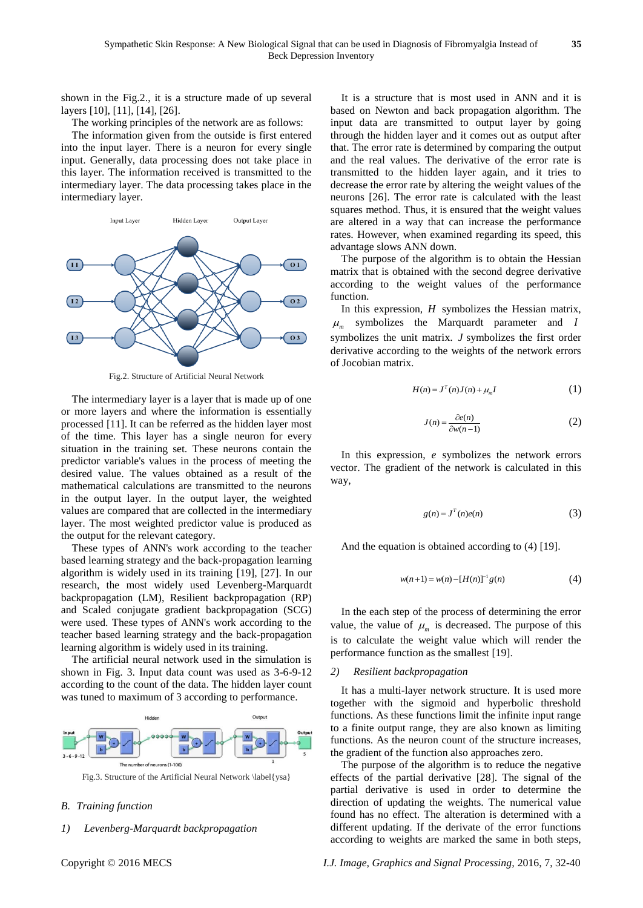shown in the Fig.2., it is a structure made of up several layers [10], [11], [14], [26].

The working principles of the network are as follows:

The information given from the outside is first entered into the input layer. There is a neuron for every single input. Generally, data processing does not take place in this layer. The information received is transmitted to the intermediary layer. The data processing takes place in the intermediary layer.

Fig.2. Structure of Artificial Neural Network

The intermediary layer is a layer that is made up of one or more layers and where the information is essentially processed [11]. It can be referred as the hidden layer most of the time. This layer has a single neuron for every situation in the training set. These neurons contain the predictor variable's values in the process of meeting the desired value. The values obtained as a result of the mathematical calculations are transmitted to the neurons in the output layer. In the output layer, the weighted values are compared that are collected in the intermediary layer. The most weighted predictor value is produced as the output for the relevant category.

These types of ANN's work according to the teacher based learning strategy and the back-propagation learning algorithm is widely used in its training [19], [27]. In our research, the most widely used Levenberg-Marquardt backpropagation (LM), Resilient backpropagation (RP) and Scaled conjugate gradient backpropagation (SCG) were used. These types of ANN's work according to the teacher based learning strategy and the back-propagation learning algorithm is widely used in its training.

The artificial neural network used in the simulation is shown in Fig. 3. Input data count was used as 3-6-9-12 according to the count of the data. The hidden layer count was tuned to maximum of 3 according to performance.

Fig.3. Structure of the Artificial Neural Network \label{ysa}

## B. Training function

### 1) Levenberg-Marquardt backpropagation

It is a structure that is most used in ANN and it is based on Newton and back propagation algorithm. The input data are transmitted to output layer by going through the hidden layer and it comes out as output after that. The error rate is determined by comparing the output and the real values. The derivative of the error rate is transmitted to the hidden layer again, and it tries to decrease the error rate by altering the weight values of the neurons [26]. The error rate is calculated with the least squares method. Thus, it is ensured that the weight values are altered in a way that can increase the performance rates. However, when examined regarding its speed, this advantage slows ANN down.

The purpose of the algorithm is to obtain the Hessian matrix that is obtained with the second degree derivative according to the weight values of the performance function.

In this expression, $H$ symbolizes the Hessian matrix, $\mu_m$ symbolizes the Marquardt parameter and $I$ symbolizes the unit matrix. $J$ symbolizes the first order derivative according to the weights of the network errors of Jocobian matrix.

$$H(n) = J^T(n)J(n) + \mu_m I \tag{1}$$

$$J(n) = \frac{\partial e(n)}{\partial w(n-1)} \tag{2}$$

In this expression, $e$ symbolizes the network errors vector. The gradient of the network is calculated in this way,

$$g(n) = J^T(n)e(n) \tag{3}$$

And the equation is obtained according to (4) [19].

$$w(n+1) = w(n) - [H(n)]^{-1} g(n) \tag{4}$$

In the each step of the process of determining the error value, the value of $\mu_m$ is decreased. The purpose of this is to calculate the weight value which will render the performance function as the smallest [19].

### 2) Resilient backpropagation

It has a multi-layer network structure. It is used more together with the sigmoid and hyperbolic threshold functions. As these functions limit the infinite input range to a finite output range, they are also known as limiting functions. As the neuron count of the structure increases, the gradient of the function also approaches zero.

The purpose of the algorithm is to reduce the negative effects of the partial derivative [28]. The signal of the partial derivative is used in order to determine the direction of updating the weights. The numerical value found has no effect. The alteration is determined with a different updating. If the derivate of the error functions according to weights are marked the same in both steps,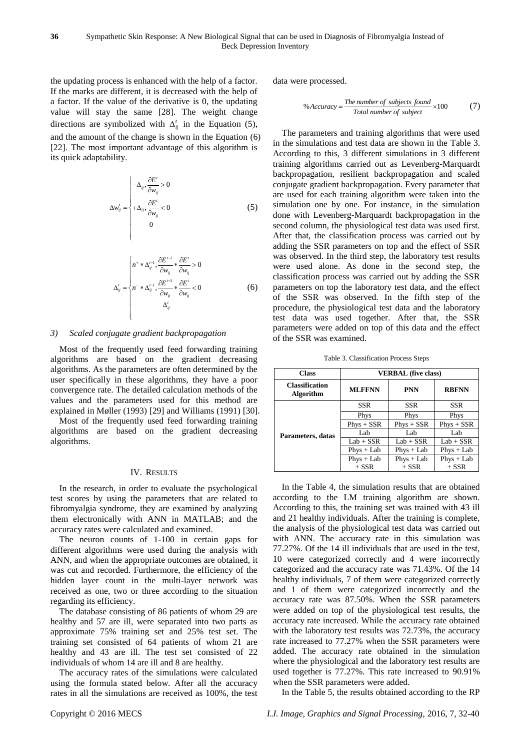the updating process is enhanced with the help of a factor. If the marks are different, it is decreased with the help of a factor. If the value of the derivative is 0, the updating value will stay the same [28]. The weight change directions are symbolized with $\Delta_{ij}^{t}$ in the Equation (5), and the amount of the change is shown in the Equation (6) [22]. The most important advantage of this algorithm is its quick adaptability.

$$\Delta w_{ij}^{t} = \begin{cases} -\Delta_{ij}, \dfrac{\partial E^{t}}{\partial w_{ij}} > 0 \\ +\Delta_{ij}, \dfrac{\partial E^{t}}{\partial w_{ij}} < 0 \\ 0 \end{cases} \tag{5}$$

$$\Delta_{ij}^{t} = \begin{cases} n^{+} * \Delta_{ij}^{t-1}, \dfrac{\partial E^{t-1}}{\partial w_{ij}} * \dfrac{\partial E^{t}}{\partial w_{ij}} > 0 \\ n^{-} * \Delta_{ij}^{t-1}, \dfrac{\partial E^{t-1}}{\partial w_{ij}} * \dfrac{\partial E^{t}}{\partial w_{ij}} < 0 \\ \Delta_{ij}^{t} \end{cases} \tag{6}$$

### 3) Scaled conjugate gradient backpropagation

Most of the frequently used feed forwarding training algorithms are based on the gradient decreasing algorithms. As the parameters are often determined by the user specifically in these algorithms, they have a poor convergence rate. The detailed calculation methods of the values and the parameters used for this method are explained in Møller (1993) [29] and Williams (1991) [30].

Most of the frequently used feed forwarding training algorithms are based on the gradient decreasing algorithms.

## IV. Results

In the research, in order to evaluate the psychological test scores by using the parameters that are related to fibromyalgia syndrome, they are examined by analyzing them electronically with ANN in MATLAB; and the accuracy rates were calculated and examined.

The neuron counts of 1-100 in certain gaps for different algorithms were used during the analysis with ANN, and when the appropriate outcomes are obtained, it was cut and recorded. Furthermore, the efficiency of the hidden layer count in the multi-layer network was received as one, two or three according to the situation regarding its efficiency.

The database consisting of 86 patients of whom 29 are healthy and 57 are ill, were separated into two parts as approximate 75% training set and 25% test set. The training set consisted of 64 patients of whom 21 are healthy and 43 are ill. The test set consisted of 22 individuals of whom 14 are ill and 8 are healthy.

The accuracy rates of the simulations were calculated using the formula stated below. After all the accuracy rates in all the simulations are received as 100%, the test data were processed.

$$\%Accuracy = \frac{The\ number\ of\ subjects\ found}{Total\ number\ of\ subject} \times 100 \tag{7}$$

The parameters and training algorithms that were used in the simulations and test data are shown in the Table 3. According to this, 3 different simulations in 3 different training algorithms carried out as Levenberg-Marquardt backpropagation, resilient backpropagation and scaled conjugate gradient backpropagation. Every parameter that are used for each training algorithm were taken into the simulation one by one. For instance, in the simulation done with Levenberg-Marquardt backpropagation in the second column, the physiological test data was used first. After that, the classification process was carried out by adding the SSR parameters on top and the effect of SSR was observed. In the third step, the laboratory test results were used alone. As done in the second step, the classification process was carried out by adding the SSR parameters on top the laboratory test data, and the effect of the SSR was observed. In the fifth step of the procedure, the physiological test data and the laboratory test data was used together. After that, the SSR parameters were added on top of this data and the effect of the SSR was examined.

Table 3. Classification Process Steps

| Class | VERBAL (five class) | | |
|---|---|---|---|
| **Classification Algorithm** | **MLFFNN** | **PNN** | **RBFNN** |
| **Parameters, datas** | SSR | SSR | SSR |
| | Phys | Phys | Phys |
| | Phys + SSR | Phys + SSR | Phys + SSR |
| | Lab | Lab | Lab |
| | Lab + SSR | Lab + SSR | Lab + SSR |
| | Phys + Lab | Phys + Lab | Phys + Lab |
| | Phys + Lab + SSR | Phys + Lab + SSR | Phys + Lab + SSR |

In the Table 4, the simulation results that are obtained according to the LM training algorithm are shown. According to this, the training set was trained with 43 ill and 21 healthy individuals. After the training is complete, the analysis of the physiological test data was carried out with ANN. The accuracy rate in this simulation was 77.27%. Of the 14 ill individuals that are used in the test, 10 were categorized correctly and 4 were incorrectly categorized and the accuracy rate was 71.43%. Of the 14 healthy individuals, 7 of them were categorized correctly and 1 of them were categorized incorrectly and the accuracy rate was 87.50%. When the SSR parameters were added on top of the physiological test results, the accuracy rate increased. While the accuracy rate obtained with the laboratory test results was 72.73%, the accuracy rate increased to 77.27% when the SSR parameters were added. The accuracy rate obtained in the simulation where the physiological and the laboratory test results are used together is 77.27%. This rate increased to 90.91% when the SSR parameters were added.

In the Table 5, the results obtained according to the RP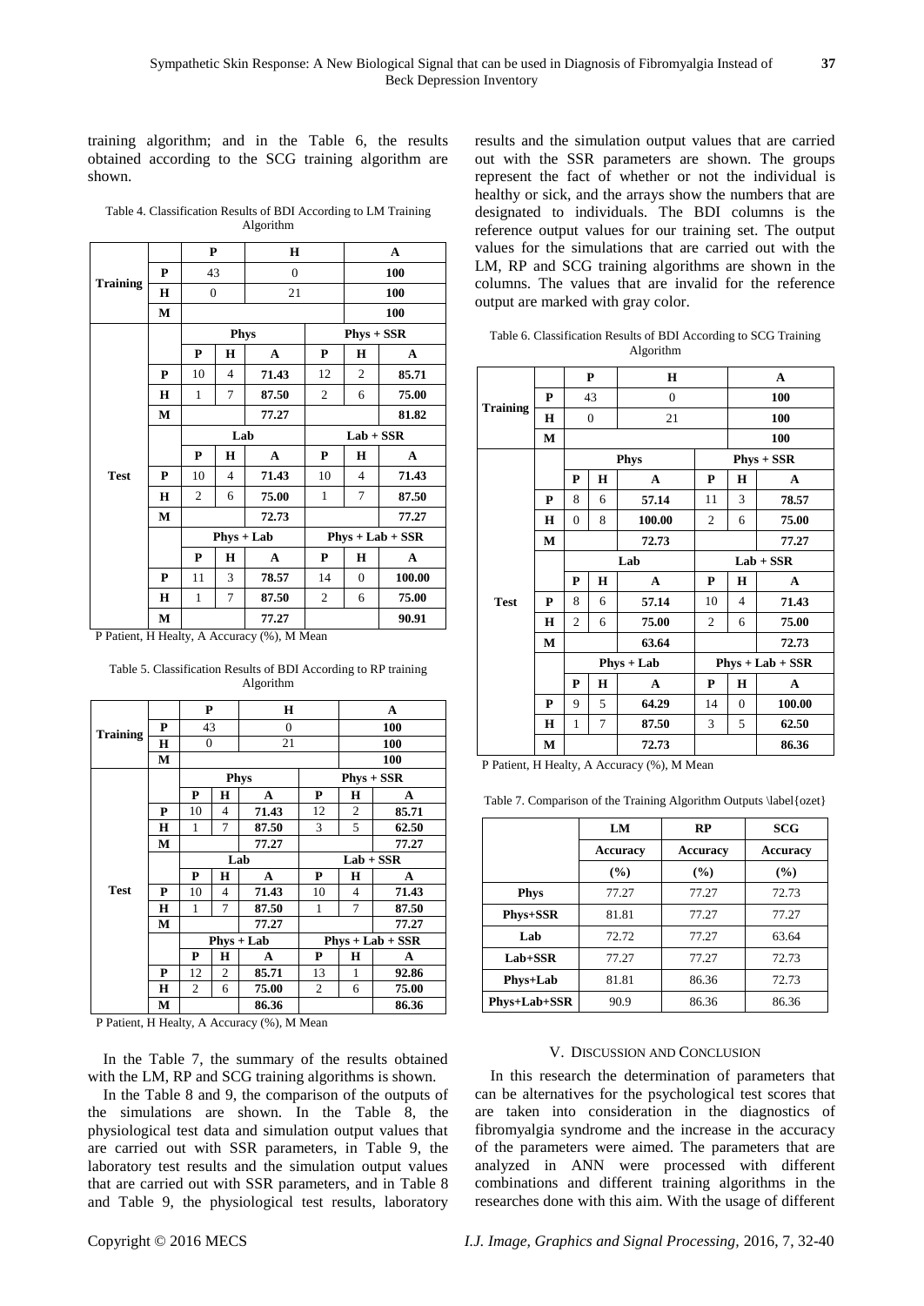training algorithm; and in the Table 6, the results obtained according to the SCG training algorithm are shown.

Table 4. Classification Results of BDI According to LM Training Algorithm

| | | P | | H | | | A |
|---|---|---|---|---|---|---|---|
| **Training** | **P** | 43 | | 0 | | | **100** |
| | **H** | 0 | | 21 | | | **100** |
| | **M** | | | | | | **100** |
| **Test** | | **Phys** | | | **Phys + SSR** | | |
| | | **P** | **H** | **A** | **P** | **H** | **A** |
| | **P** | 10 | 4 | **71.43** | 12 | 2 | **85.71** |
| | **H** | 1 | 7 | **87.50** | 2 | 6 | **75.00** |
| | **M** | | | **77.27** | | | **81.82** |
| | | **Lab** | | | **Lab + SSR** | | |
| | | **P** | **H** | **A** | **P** | **H** | **A** |
| | **P** | 10 | 4 | **71.43** | 10 | 4 | **71.43** |
| | **H** | 2 | 6 | **75.00** | 1 | 7 | **87.50** |
| | **M** | | | **72.73** | | | **77.27** |
| | | **Phys + Lab** | | | **Phys + Lab + SSR** | | |
| | | **P** | **H** | **A** | **P** | **H** | **A** |
| | **P** | 11 | 3 | **78.57** | 14 | 0 | **100.00** |
| | **H** | 1 | 7 | **87.50** | 2 | 6 | **75.00** |
| | **M** | | | **77.27** | | | **90.91** |

P Patient, H Healty, A Accuracy (%), M Mean

Table 5. Classification Results of BDI According to RP training Algorithm

| | | P | | H | | | A |
|---|---|---|---|---|---|---|---|
| **Training** | **P** | 43 | | 0 | | | **100** |
| | **H** | 0 | | 21 | | | **100** |
| | **M** | | | | | | **100** |
| **Test** | | **Phys** | | | **Phys + SSR** | | |
| | | **P** | **H** | **A** | **P** | **H** | **A** |
| | **P** | 10 | 4 | **71.43** | 12 | 2 | **85.71** |
| | **H** | 1 | 7 | **87.50** | 3 | 5 | **62.50** |
| | **M** | | | **77.27** | | | **77.27** |
| | | **Lab** | | | **Lab + SSR** | | |
| | | **P** | **H** | **A** | **P** | **H** | **A** |
| | **P** | 10 | 4 | **71.43** | 10 | 4 | **71.43** |
| | **H** | 1 | 7 | **87.50** | 1 | 7 | **87.50** |
| | **M** | | | **77.27** | | | **77.27** |
| | | **Phys + Lab** | | | **Phys + Lab + SSR** | | |
| | | **P** | **H** | **A** | **P** | **H** | **A** |
| | **P** | 12 | 2 | **85.71** | 13 | 1 | **92.86** |
| | **H** | 2 | 6 | **75.00** | 2 | 6 | **75.00** |
| | **M** | | | **86.36** | | | **86.36** |

P Patient, H Healty, A Accuracy (%), M Mean

In the Table 7, the summary of the results obtained with the LM, RP and SCG training algorithms is shown.

In the Table 8 and 9, the comparison of the outputs of the simulations are shown. In the Table 8, the physiological test data and simulation output values that are carried out with SSR parameters, in Table 9, the laboratory test results and the simulation output values that are carried out with SSR parameters, and in Table 8 and Table 9, the physiological test results, laboratory results and the simulation output values that are carried out with the SSR parameters are shown. The groups represent the fact of whether or not the individual is healthy or sick, and the arrays show the numbers that are designated to individuals. The BDI columns is the reference output values for our training set. The output values for the simulations that are carried out with the LM, RP and SCG training algorithms are shown in the columns. The values that are invalid for the reference output are marked with gray color.

Table 6. Classification Results of BDI According to SCG Training Algorithm

| | | P | | H | | | A |
|---|---|---|---|---|---|---|---|
| **Training** | **P** | 43 | | 0 | | | **100** |
| | **H** | 0 | | 21 | | | **100** |
| | **M** | | | | | | **100** |
| **Test** | | **Phys** | | | **Phys + SSR** | | |
| | | **P** | **H** | **A** | **P** | **H** | **A** |
| | **P** | 8 | 6 | **57.14** | 11 | 3 | **78.57** |
| | **H** | 0 | 8 | **100.00** | 2 | 6 | **75.00** |
| | **M** | | | **72.73** | | | **77.27** |
| | | **Lab** | | | **Lab + SSR** | | |
| | | **P** | **H** | **A** | **P** | **H** | **A** |
| | **P** | 8 | 6 | **57.14** | 10 | 4 | **71.43** |
| | **H** | 2 | 6 | **75.00** | 2 | 6 | **75.00** |
| | **M** | | | **63.64** | | | **72.73** |
| | | **Phys + Lab** | | | **Phys + Lab + SSR** | | |
| | | **P** | **H** | **A** | **P** | **H** | **A** |
| | **P** | 9 | 5 | **64.29** | 14 | 0 | **100.00** |
| | **H** | 1 | 7 | **87.50** | 3 | 5 | **62.50** |
| | **M** | | | **72.73** | | | **86.36** |

P Patient, H Healty, A Accuracy (%), M Mean

Table 7. Comparison of the Training Algorithm Outputs \label{ozet}

| | LM | RP | SCG |
|---|---|---|---|
| | **Accuracy** | **Accuracy** | **Accuracy** |
| | **(%)** | **(%)** | **(%)** |
| **Phys** | 77.27 | 77.27 | 72.73 |
| **Phys+SSR** | 81.81 | 77.27 | 77.27 |
| **Lab** | 72.72 | 77.27 | 63.64 |
| **Lab+SSR** | 77.27 | 77.27 | 72.73 |
| **Phys+Lab** | 81.81 | 86.36 | 72.73 |
| **Phys+Lab+SSR** | 90.9 | 86.36 | 86.36 |

## V. Discussion and Conclusion

In this research the determination of parameters that can be alternatives for the psychological test scores that are taken into consideration in the diagnostics of fibromyalgia syndrome and the increase in the accuracy of the parameters were aimed. The parameters that are analyzed in ANN were processed with different combinations and different training algorithms in the researches done with this aim. With the usage of different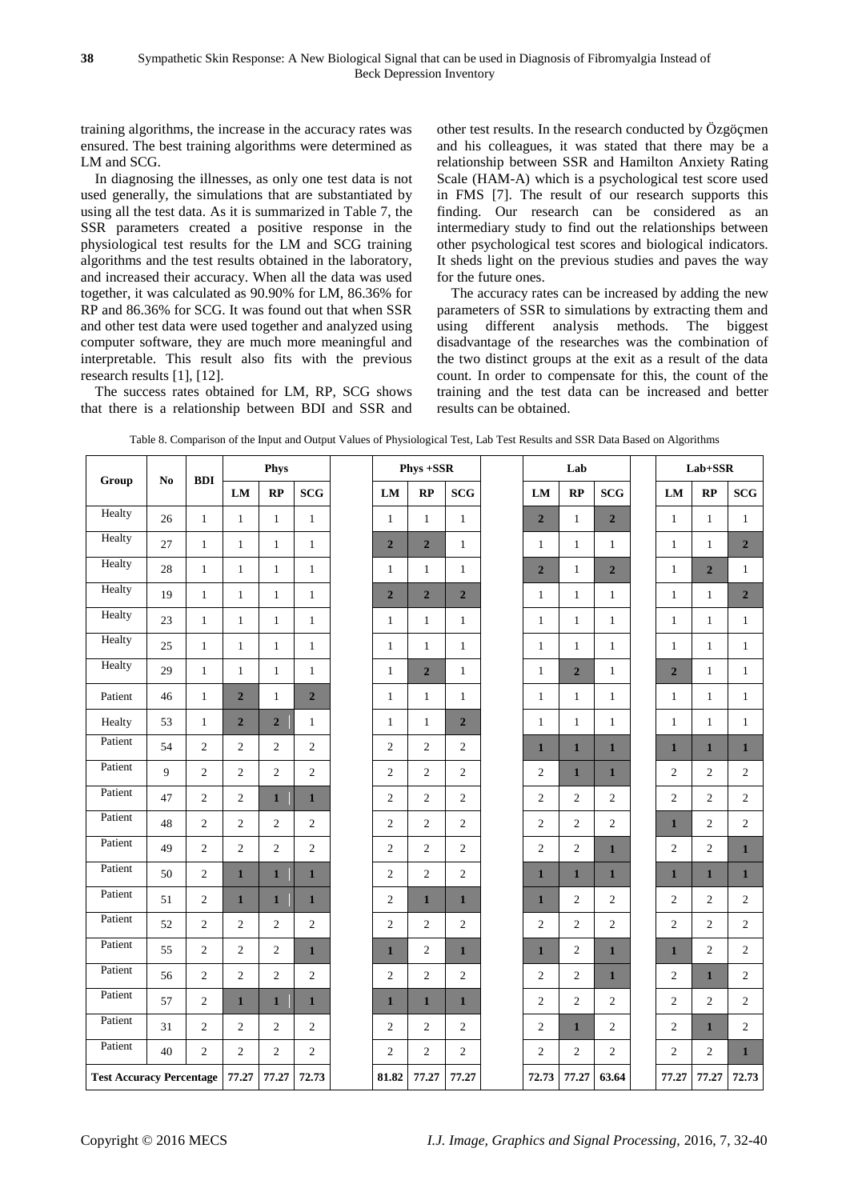training algorithms, the increase in the accuracy rates was ensured. The best training algorithms were determined as LM and SCG.

In diagnosing the illnesses, as only one test data is not used generally, the simulations that are substantiated by using all the test data. As it is summarized in Table 7, the SSR parameters created a positive response in the physiological test results for the LM and SCG training algorithms and the test results obtained in the laboratory, and increased their accuracy. When all the data was used together, it was calculated as 90.90% for LM, 86.36% for RP and 86.36% for SCG. It was found out that when SSR and other test data were used together and analyzed using computer software, they are much more meaningful and interpretable. This result also fits with the previous research results [1], [12].

The success rates obtained for LM, RP, SCG shows that there is a relationship between BDI and SSR and other test results. In the research conducted by Özgöçmen and his colleagues, it was stated that there may be a relationship between SSR and Hamilton Anxiety Rating Scale (HAM-A) which is a psychological test score used in FMS [7]. The result of our research supports this finding. Our research can be considered as an intermediary study to find out the relationships between other psychological test scores and biological indicators. It sheds light on the previous studies and paves the way for the future ones.

The accuracy rates can be increased by adding the new parameters of SSR to simulations by extracting them and using different analysis methods. The biggest disadvantage of the researches was the combination of the two distinct groups at the exit as a result of the data count. In order to compensate for this, the count of the training and the test data can be increased and better results can be obtained.

Table 8. Comparison of the Input and Output Values of Physiological Test, Lab Test Results and SSR Data Based on Algorithms

| Group | No | BDI | Phys | | | Phys +SSR | | | Lab | | | Lab+SSR | | |
|---|---|---|---|---|---|---|---|---|---|---|---|---|---|---|
| | | | LM | RP | SCG | LM | RP | SCG | LM | RP | SCG | LM | RP | SCG |
| Healty | 26 | 1 | 1 | 1 | 1 | 1 | 1 | 1 | **2** | 1 | **2** | 1 | 1 | 1 |
| Healty | 27 | 1 | 1 | 1 | 1 | **2** | **2** | 1 | 1 | 1 | 1 | 1 | 1 | **2** |
| Healty | 28 | 1 | 1 | 1 | 1 | 1 | 1 | 1 | **2** | 1 | **2** | 1 | **2** | 1 |
| Healty | 19 | 1 | 1 | 1 | 1 | **2** | **2** | **2** | 1 | 1 | 1 | 1 | 1 | **2** |
| Healty | 23 | 1 | 1 | 1 | 1 | 1 | 1 | 1 | 1 | 1 | 1 | 1 | 1 | 1 |
| Healty | 25 | 1 | 1 | 1 | 1 | 1 | 1 | 1 | 1 | 1 | 1 | 1 | 1 | 1 |
| Healty | 29 | 1 | 1 | 1 | 1 | 1 | **2** | 1 | 1 | **2** | 1 | **2** | 1 | 1 |
| Patient | 46 | 1 | **2** | 1 | **2** | 1 | 1 | 1 | 1 | 1 | 1 | 1 | 1 | 1 |
| Healty | 53 | 1 | **2** | **2** | 1 | 1 | 1 | **2** | 1 | 1 | 1 | 1 | 1 | 1 |
| Patient | 54 | 2 | 2 | 2 | 2 | 2 | 2 | 2 | **1** | **1** | **1** | **1** | **1** | **1** |
| Patient | 9 | 2 | 2 | 2 | 2 | 2 | 2 | 2 | 2 | **1** | **1** | 2 | 2 | 2 |
| Patient | 47 | 2 | 2 | **1** | **1** | 2 | 2 | 2 | 2 | 2 | 2 | 2 | 2 | 2 |
| Patient | 48 | 2 | 2 | 2 | 2 | 2 | 2 | 2 | 2 | 2 | 2 | **1** | 2 | 2 |
| Patient | 49 | 2 | 2 | 2 | 2 | 2 | 2 | 2 | 2 | 2 | **1** | 2 | 2 | **1** |
| Patient | 50 | 2 | **1** | **1** | **1** | 2 | 2 | 2 | **1** | **1** | **1** | **1** | **1** | **1** |
| Patient | 51 | 2 | **1** | **1** | **1** | 2 | **1** | **1** | **1** | 2 | 2 | 2 | 2 | 2 |
| Patient | 52 | 2 | 2 | 2 | 2 | 2 | 2 | 2 | 2 | 2 | 2 | 2 | 2 | 2 |
| Patient | 55 | 2 | 2 | 2 | **1** | **1** | 2 | **1** | **1** | 2 | **1** | **1** | 2 | 2 |
| Patient | 56 | 2 | 2 | 2 | 2 | 2 | 2 | 2 | 2 | 2 | **1** | 2 | **1** | 2 |
| Patient | 57 | 2 | **1** | **1** | **1** | **1** | **1** | **1** | 2 | 2 | 2 | 2 | 2 | 2 |
| Patient | 31 | 2 | 2 | 2 | 2 | 2 | 2 | 2 | 2 | **1** | 2 | 2 | **1** | 2 |
| Patient | 40 | 2 | 2 | 2 | 2 | 2 | 2 | 2 | 2 | 2 | 2 | 2 | 2 | **1** |
| Test Accuracy Percentage | | | 77.27 | 77.27 | 72.73 | 81.82 | 77.27 | 77.27 | 72.73 | 77.27 | 63.64 | 77.27 | 77.27 | 72.73 |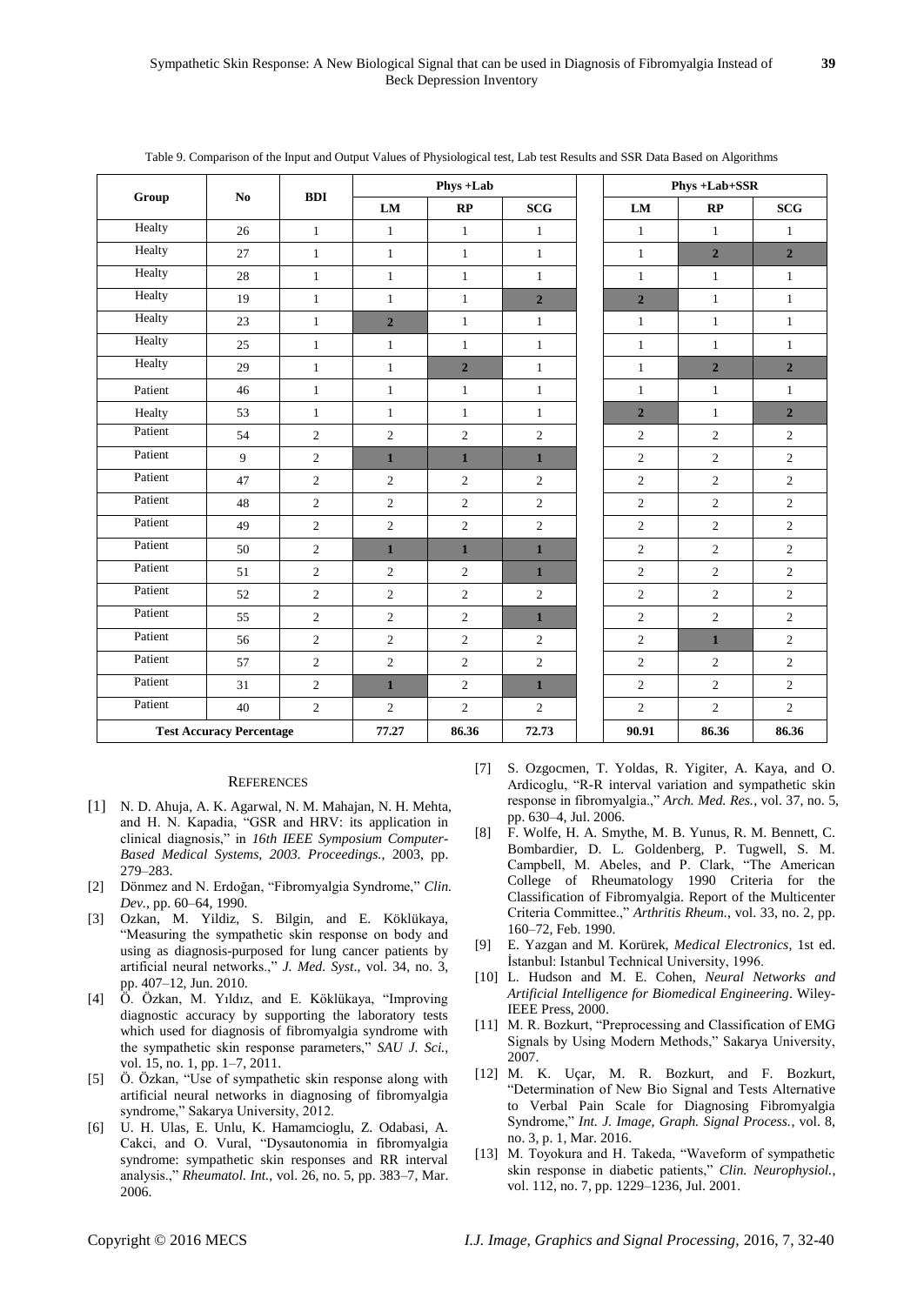Table 9. Comparison of the Input and Output Values of Physiological test, Lab test Results and SSR Data Based on Algorithms

| Group | No | BDI | Phys +Lab | | | Phys +Lab+SSR | | |
|---|---|---|---|---|---|---|---|---|
| | | | LM | RP | SCG | LM | RP | SCG |
| Healty | 26 | 1 | 1 | 1 | 1 | 1 | 1 | 1 |
| Healty | 27 | 1 | 1 | 1 | 1 | 1 | **2** | **2** |
| Healty | 28 | 1 | 1 | 1 | 1 | 1 | 1 | 1 |
| Healty | 19 | 1 | 1 | 1 | **2** | **2** | 1 | 1 |
| Healty | 23 | 1 | **2** | 1 | 1 | 1 | 1 | 1 |
| Healty | 25 | 1 | 1 | 1 | 1 | 1 | 1 | 1 |
| Healty | 29 | 1 | 1 | **2** | 1 | 1 | **2** | **2** |
| Patient | 46 | 1 | 1 | 1 | 1 | 1 | 1 | 1 |
| Healty | 53 | 1 | 1 | 1 | 1 | **2** | 1 | **2** |
| Patient | 54 | 2 | 2 | 2 | 2 | 2 | 2 | 2 |
| Patient | 9 | 2 | **1** | **1** | **1** | 2 | 2 | 2 |
| Patient | 47 | 2 | 2 | 2 | 2 | 2 | 2 | 2 |
| Patient | 48 | 2 | 2 | 2 | 2 | 2 | 2 | 2 |
| Patient | 49 | 2 | 2 | 2 | 2 | 2 | 2 | 2 |
| Patient | 50 | 2 | **1** | **1** | **1** | 2 | 2 | 2 |
| Patient | 51 | 2 | 2 | 2 | **1** | 2 | 2 | 2 |
| Patient | 52 | 2 | 2 | 2 | 2 | 2 | 2 | 2 |
| Patient | 55 | 2 | 2 | 2 | **1** | 2 | 2 | 2 |
| Patient | 56 | 2 | 2 | 2 | 2 | 2 | **1** | 2 |
| Patient | 57 | 2 | 2 | 2 | 2 | 2 | 2 | 2 |
| Patient | 31 | 2 | **1** | 2 | **1** | 2 | 2 | 2 |
| Patient | 40 | 2 | 2 | 2 | 2 | 2 | 2 | 2 |
| **Test Accuracy Percentage** | | | **77.27** | **86.36** | **72.73** | **90.91** | **86.36** | **86.36** |

## REFERENCES

[1] N. D. Ahuja, A. K. Agarwal, N. M. Mahajan, N. H. Mehta, and H. N. Kapadia, "GSR and HRV: its application in clinical diagnosis," in *16th IEEE Symposium Computer-Based Medical Systems, 2003. Proceedings.*, 2003, pp. 279–283.

[2] Dönmez and N. Erdoğan, "Fibromyalgia Syndrome," *Clin. Dev.*, pp. 60–64, 1990.

[3] Ozkan, M. Yildiz, S. Bilgin, and E. Köklükaya, "Measuring the sympathetic skin response on body and using as diagnosis-purposed for lung cancer patients by artificial neural networks.," *J. Med. Syst.*, vol. 34, no. 3, pp. 407–12, Jun. 2010.

[4] Ö. Özkan, M. Yıldız, and E. Köklükaya, "Improving diagnostic accuracy by supporting the laboratory tests which used for diagnosis of fibromyalgia syndrome with the sympathetic skin response parameters," *SAU J. Sci.*, vol. 15, no. 1, pp. 1–7, 2011.

[5] Ö. Özkan, "Use of sympathetic skin response along with artificial neural networks in diagnosing of fibromyalgia syndrome," Sakarya University, 2012.

[6] U. H. Ulas, E. Unlu, K. Hamamcioglu, Z. Odabasi, A. Cakci, and O. Vural, "Dysautonomia in fibromyalgia syndrome: sympathetic skin responses and RR interval analysis.," *Rheumatol. Int.*, vol. 26, no. 5, pp. 383–7, Mar. 2006.

[7] S. Ozgocmen, T. Yoldas, R. Yigiter, A. Kaya, and O. Ardicoglu, "R-R interval variation and sympathetic skin response in fibromyalgia.," *Arch. Med. Res.*, vol. 37, no. 5, pp. 630–4, Jul. 2006.

[8] F. Wolfe, H. A. Smythe, M. B. Yunus, R. M. Bennett, C. Bombardier, D. L. Goldenberg, P. Tugwell, S. M. Campbell, M. Abeles, and P. Clark, "The American College of Rheumatology 1990 Criteria for the Classification of Fibromyalgia. Report of the Multicenter Criteria Committee.," *Arthritis Rheum.*, vol. 33, no. 2, pp. 160–72, Feb. 1990.

[9] E. Yazgan and M. Korürek, *Medical Electronics*, 1st ed. İstanbul: Istanbul Technical University, 1996.

[10] L. Hudson and M. E. Cohen, *Neural Networks and Artificial Intelligence for Biomedical Engineering*. Wiley-IEEE Press, 2000.

[11] M. R. Bozkurt, "Preprocessing and Classification of EMG Signals by Using Modern Methods," Sakarya University, 2007.

[12] M. K. Uçar, M. R. Bozkurt, and F. Bozkurt, "Determination of New Bio Signal and Tests Alternative to Verbal Pain Scale for Diagnosing Fibromyalgia Syndrome," *Int. J. Image, Graph. Signal Process.*, vol. 8, no. 3, p. 1, Mar. 2016.

[13] M. Toyokura and H. Takeda, "Waveform of sympathetic skin response in diabetic patients," *Clin. Neurophysiol.*, vol. 112, no. 7, pp. 1229–1236, Jul. 2001.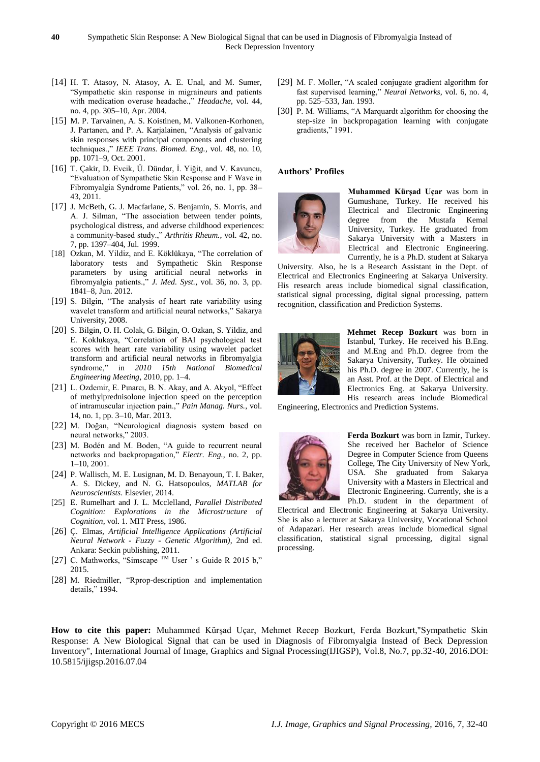[14] H. T. Atasoy, N. Atasoy, A. E. Unal, and M. Sumer, "Sympathetic skin response in migraineurs and patients with medication overuse headache.," *Headache*, vol. 44, no. 4, pp. 305–10, Apr. 2004.

[15] M. P. Tarvainen, A. S. Koistinen, M. Valkonen-Korhonen, J. Partanen, and P. A. Karjalainen, "Analysis of galvanic skin responses with principal components and clustering techniques.," *IEEE Trans. Biomed. Eng.*, vol. 48, no. 10, pp. 1071–9, Oct. 2001.

[16] T. Çakir, D. Evcik, Ü. Dündar, İ. Yiğit, and V. Kavuncu, "Evaluation of Sympathetic Skin Response and F Wave in Fibromyalgia Syndrome Patients," vol. 26, no. 1, pp. 38–43, 2011.

[17] J. McBeth, G. J. Macfarlane, S. Benjamin, S. Morris, and A. J. Silman, "The association between tender points, psychological distress, and adverse childhood experiences: a community-based study.," *Arthritis Rheum.*, vol. 42, no. 7, pp. 1397–404, Jul. 1999.

[18] Ozkan, M. Yildiz, and E. Köklükaya, "The correlation of laboratory tests and Sympathetic Skin Response parameters by using artificial neural networks in fibromyalgia patients.," *J. Med. Syst.*, vol. 36, no. 3, pp. 1841–8, Jun. 2012.

[19] S. Bilgin, "The analysis of heart rate variability using wavelet transform and artificial neural networks," Sakarya University, 2008.

[20] S. Bilgin, O. H. Colak, G. Bilgin, O. Ozkan, S. Yildiz, and E. Koklukaya, "Correlation of BAI psychological test scores with heart rate variability using wavelet packet transform and artificial neural networks in fibromyalgia syndrome," in *2010 15th National Biomedical Engineering Meeting*, 2010, pp. 1–4.

[21] L. Ozdemir, E. Pınarcı, B. N. Akay, and A. Akyol, "Effect of methylprednisolone injection speed on the perception of intramuscular injection pain.," *Pain Manag. Nurs.*, vol. 14, no. 1, pp. 3–10, Mar. 2013.

[22] M. Doğan, "Neurological diagnosis system based on neural networks," 2003.

[23] M. Bodén and M. Boden, "A guide to recurrent neural networks and backpropagation," *Electr. Eng.*, no. 2, pp. 1–10, 2001.

[24] P. Wallisch, M. E. Lusignan, M. D. Benayoun, T. I. Baker, A. S. Dickey, and N. G. Hatsopoulos, *MATLAB for Neuroscientists*. Elsevier, 2014.

[25] E. Rumelhart and J. L. Mcclelland, *Parallel Distributed Cognition: Explorations in the Microstructure of Cognition*, vol. 1. MIT Press, 1986.

[26] Ç. Elmas, *Artificial Intelligence Applications (Artificial Neural Network - Fuzzy - Genetic Algorithm)*, 2nd ed. Ankara: Seckin publishing, 2011.

[27] C. Mathworks, "Simscape TM User ' s Guide R 2015 b," 2015.

[28] M. Riedmiller, "Rprop-description and implementation details," 1994.

[29] M. F. Moller, "A scaled conjugate gradient algorithm for fast supervised learning," *Neural Networks*, vol. 6, no. 4, pp. 525–533, Jan. 1993.

[30] P. M. Williams, "A Marquardt algorithm for choosing the step-size in backpropagation learning with conjugate gradients," 1991.

## Authors' Profiles

**Muhammed Kürşad Uçar** was born in Gumushane, Turkey. He received his Electrical and Electronic Engineering degree from the Mustafa Kemal University, Turkey. He graduated from Sakarya University with a Masters in Electrical and Electronic Engineering. Currently, he is a Ph.D. student at Sakarya University. Also, he is a Research Assistant in the Dept. of Electrical and Electronics Engineering at Sakarya University. His research areas include biomedical signal classification, statistical signal processing, digital signal processing, pattern recognition, classification and Prediction Systems.

**Mehmet Recep Bozkurt** was born in Istanbul, Turkey. He received his B.Eng. and M.Eng and Ph.D. degree from the Sakarya University, Turkey. He obtained his Ph.D. degree in 2007. Currently, he is an Asst. Prof. at the Dept. of Electrical and Electronics Eng. at Sakarya University. His research areas include Biomedical Engineering, Electronics and Prediction Systems.

**Ferda Bozkurt** was born in Izmir, Turkey. She received her Bachelor of Science Degree in Computer Science from Queens College, The City University of New York, USA. She graduated from Sakarya University with a Masters in Electrical and Electronic Engineering. Currently, she is a Ph.D. student in the department of Electrical and Electronic Engineering at Sakarya University. She is also a lecturer at Sakarya University, Vocational School of Adapazari. Her research areas include biomedical signal classification, statistical signal processing, digital signal processing.

**How to cite this paper:** Muhammed Kürşad Uçar, Mehmet Recep Bozkurt, Ferda Bozkurt,"Sympathetic Skin Response: A New Biological Signal that can be used in Diagnosis of Fibromyalgia Instead of Beck Depression Inventory", International Journal of Image, Graphics and Signal Processing(IJIGSP), Vol.8, No.7, pp.32-40, 2016.DOI: 10.5815/ijigsp.2016.07.04